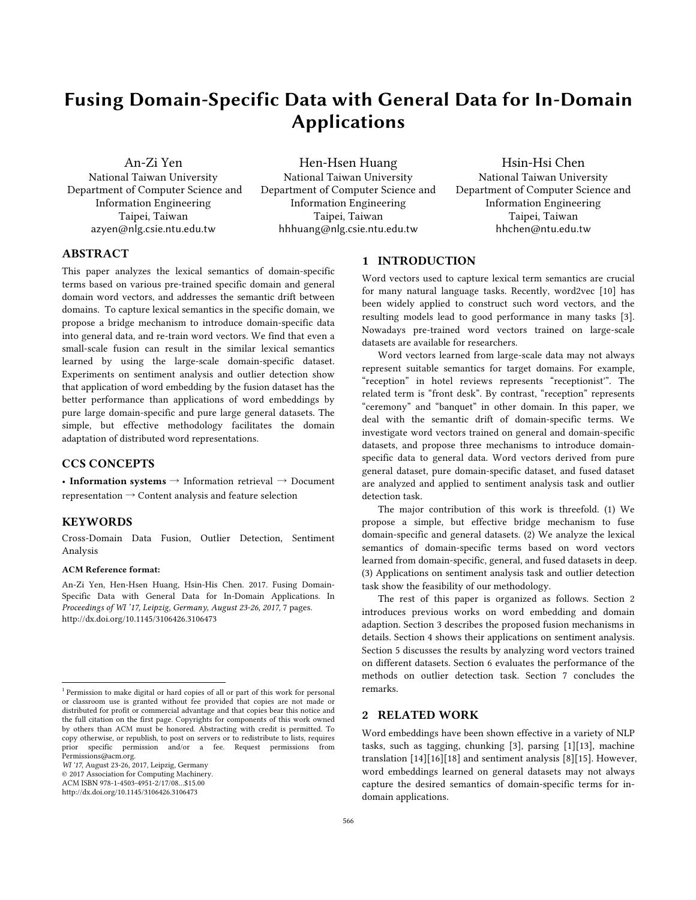# Fusing Domain-Specific Data with General Data for In-Domain Applications

An-Zi Yen
National Taiwan University
Department of Computer Science and Information Engineering
Taipei, Taiwan
azyen@nlg.csie.ntu.edu.tw

Hen-Hsen Huang
National Taiwan University
Department of Computer Science and Information Engineering
Taipei, Taiwan
hhhuang@nlg.csie.ntu.edu.tw

Hsin-Hsi Chen
National Taiwan University
Department of Computer Science and Information Engineering
Taipei, Taiwan
hhchen@ntu.edu.tw

## ABSTRACT

This paper analyzes the lexical semantics of domain-specific terms based on various pre-trained specific domain and general domain word vectors, and addresses the semantic drift between domains. To capture lexical semantics in the specific domain, we propose a bridge mechanism to introduce domain-specific data into general data, and re-train word vectors. We find that even a small-scale fusion can result in the similar lexical semantics learned by using the large-scale domain-specific dataset. Experiments on sentiment analysis and outlier detection show that application of word embedding by the fusion dataset has the better performance than applications of word embeddings by pure large domain-specific and pure large general datasets. The simple, but effective methodology facilitates the domain adaptation of distributed word representations.

## CCS CONCEPTS

• **Information systems** → Information retrieval → Document representation → Content analysis and feature selection

## KEYWORDS

Cross-Domain Data Fusion, Outlier Detection, Sentiment Analysis

**ACM Reference format:**

An-Zi Yen, Hen-Hsen Huang, Hsin-His Chen. 2017. Fusing Domain-Specific Data with General Data for In-Domain Applications. In *Proceedings of WI '17, Leipzig, Germany, August 23-26, 2017*, 7 pages. http://dx.doi.org/10.1145/3106426.3106473

## 1 INTRODUCTION

Word vectors used to capture lexical term semantics are crucial for many natural language tasks. Recently, word2vec [10] has been widely applied to construct such word vectors, and the resulting models lead to good performance in many tasks [3]. Nowadays pre-trained word vectors trained on large-scale datasets are available for researchers.

Word vectors learned from large-scale data may not always represent suitable semantics for target domains. For example, "reception" in hotel reviews represents "receptionist'". The related term is "front desk". By contrast, "reception" represents "ceremony" and "banquet" in other domain. In this paper, we deal with the semantic drift of domain-specific terms. We investigate word vectors trained on general and domain-specific datasets, and propose three mechanisms to introduce domain-specific data to general data. Word vectors derived from pure general dataset, pure domain-specific dataset, and fused dataset are analyzed and applied to sentiment analysis task and outlier detection task.

The major contribution of this work is threefold. (1) We propose a simple, but effective bridge mechanism to fuse domain-specific and general datasets. (2) We analyze the lexical semantics of domain-specific terms based on word vectors learned from domain-specific, general, and fused datasets in deep. (3) Applications on sentiment analysis task and outlier detection task show the feasibility of our methodology.

The rest of this paper is organized as follows. Section 2 introduces previous works on word embedding and domain adaption. Section 3 describes the proposed fusion mechanisms in details. Section 4 shows their applications on sentiment analysis. Section 5 discusses the results by analyzing word vectors trained on different datasets. Section 6 evaluates the performance of the methods on outlier detection task. Section 7 concludes the remarks.

## 2 RELATED WORK

Word embeddings have been shown effective in a variety of NLP tasks, such as tagging, chunking [3], parsing [1][13], machine translation [14][16][18] and sentiment analysis [8][15]. However, word embeddings learned on general datasets may not always capture the desired semantics of domain-specific terms for in-domain applications.

---

[1] Permission to make digital or hard copies of all or part of this work for personal or classroom use is granted without fee provided that copies are not made or distributed for profit or commercial advantage and that copies bear this notice and the full citation on the first page. Copyrights for components of this work owned by others than ACM must be honored. Abstracting with credit is permitted. To copy otherwise, or republish, to post on servers or to redistribute to lists, requires prior specific permission and/or a fee. Request permissions from Permissions@acm.org.
*WI '17*, August 23-26, 2017, Leipzig, Germany
© 2017 Association for Computing Machinery.
ACM ISBN 978-1-4503-4951-2/17/08...$15.00
http://dx.doi.org/10.1145/3106426.3106473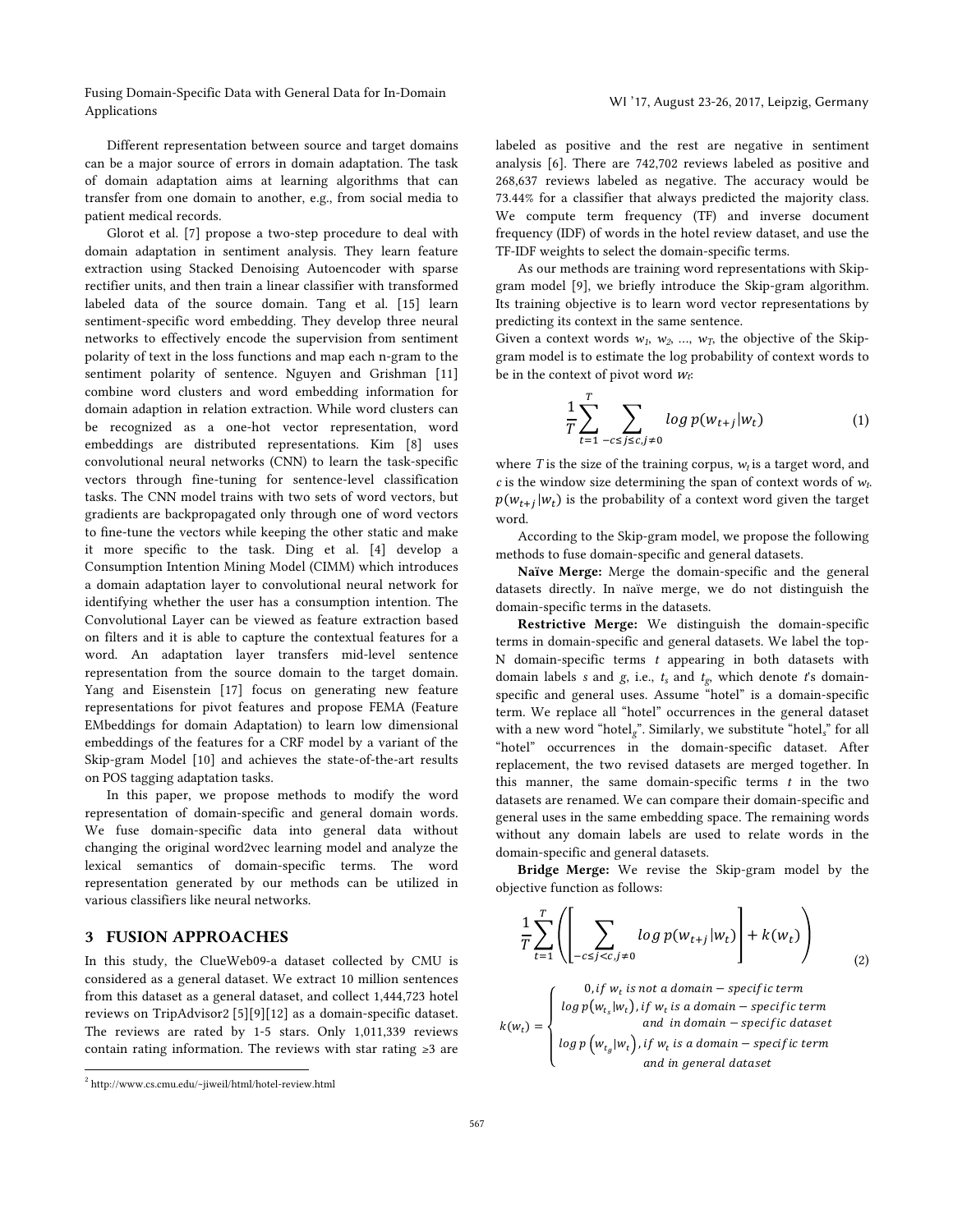Different representation between source and target domains can be a major source of errors in domain adaptation. The task of domain adaptation aims at learning algorithms that can transfer from one domain to another, e.g., from social media to patient medical records.

Glorot et al. [7] propose a two-step procedure to deal with domain adaptation in sentiment analysis. They learn feature extraction using Stacked Denoising Autoencoder with sparse rectifier units, and then train a linear classifier with transformed labeled data of the source domain. Tang et al. [15] learn sentiment-specific word embedding. They develop three neural networks to effectively encode the supervision from sentiment polarity of text in the loss functions and map each n-gram to the sentiment polarity of sentence. Nguyen and Grishman [11] combine word clusters and word embedding information for domain adaption in relation extraction. While word clusters can be recognized as a one-hot vector representation, word embeddings are distributed representations. Kim [8] uses convolutional neural networks (CNN) to learn the task-specific vectors through fine-tuning for sentence-level classification tasks. The CNN model trains with two sets of word vectors, but gradients are backpropagated only through one of word vectors to fine-tune the vectors while keeping the other static and make it more specific to the task. Ding et al. [4] develop a Consumption Intention Mining Model (CIMM) which introduces a domain adaptation layer to convolutional neural network for identifying whether the user has a consumption intention. The Convolutional Layer can be viewed as feature extraction based on filters and it is able to capture the contextual features for a word. An adaptation layer transfers mid-level sentence representation from the source domain to the target domain. Yang and Eisenstein [17] focus on generating new feature representations for pivot features and propose FEMA (Feature EMbeddings for domain Adaptation) to learn low dimensional embeddings of the features for a CRF model by a variant of the Skip-gram Model [10] and achieves the state-of-the-art results on POS tagging adaptation tasks.

In this paper, we propose methods to modify the word representation of domain-specific and general domain words. We fuse domain-specific data into general data without changing the original word2vec learning model and analyze the lexical semantics of domain-specific terms. The word representation generated by our methods can be utilized in various classifiers like neural networks.

## 3 FUSION APPROACHES

In this study, the ClueWeb09-a dataset collected by CMU is considered as a general dataset. We extract 10 million sentences from this dataset as a general dataset, and collect 1,444,723 hotel reviews on TripAdvisor2 [5][9][12] as a domain-specific dataset. The reviews are rated by 1-5 stars. Only 1,011,339 reviews contain rating information. The reviews with star rating ≥3 are labeled as positive and the rest are negative in sentiment analysis [6]. There are 742,702 reviews labeled as positive and 268,637 reviews labeled as negative. The accuracy would be 73.44% for a classifier that always predicted the majority class. We compute term frequency (TF) and inverse document frequency (IDF) of words in the hotel review dataset, and use the TF-IDF weights to select the domain-specific terms.

As our methods are training word representations with Skip-gram model [9], we briefly introduce the Skip-gram algorithm. Its training objective is to learn word vector representations by predicting its context in the same sentence.

Given a context words $w_1, w_2, \ldots, w_T$, the objective of the Skip-gram model is to estimate the log probability of context words to be in the context of pivot word $w_t$:

$$\frac{1}{T}\sum_{t=1}^{T}\sum_{-c\leq j\leq c, j\neq 0} \log p(w_{t+j}|w_t) \tag{1}$$

where $T$ is the size of the training corpus, $w_t$ is a target word, and $c$ is the window size determining the span of context words of $w_t$. $p(w_{t+j}|w_t)$ is the probability of a context word given the target word.

According to the Skip-gram model, we propose the following methods to fuse domain-specific and general datasets.

**Naïve Merge:** Merge the domain-specific and the general datasets directly. In naïve merge, we do not distinguish the domain-specific terms in the datasets.

**Restrictive Merge:** We distinguish the domain-specific terms in domain-specific and general datasets. We label the top-N domain-specific terms $t$ appearing in both datasets with domain labels $s$ and $g$, i.e., $t_s$ and $t_g$, which denote $t$'s domain-specific and general uses. Assume "hotel" is a domain-specific term. We replace all "hotel" occurrences in the general dataset with a new word "$\text{hotel}_g$". Similarly, we substitute "$\text{hotel}_s$" for all "hotel" occurrences in the domain-specific dataset. After replacement, the two revised datasets are merged together. In this manner, the same domain-specific terms $t$ in the two datasets are renamed. We can compare their domain-specific and general uses in the same embedding space. The remaining words without any domain labels are used to relate words in the domain-specific and general datasets.

**Bridge Merge:** We revise the Skip-gram model by the objective function as follows:

$$\frac{1}{T}\sum_{t=1}^{T}\left(\left[\sum_{-c\leq j<c, j\neq 0} \log p(w_{t+j}|w_t)\right] + k(w_t)\right) \tag{2}$$

$$k(w_t) = \begin{cases} 0, \text{if } w_t \text{ is not a domain-specific term} \\ \log p(w_{t_s}|w_t), \text{if } w_t \text{ is a domain-specific term and in domain-specific dataset} \\ \log p\left(w_{t_g}|w_t\right), \text{if } w_t \text{ is a domain-specific term and in general dataset} \end{cases}$$

---

[2] http://www.cs.cmu.edu/~jiweil/html/hotel-review.html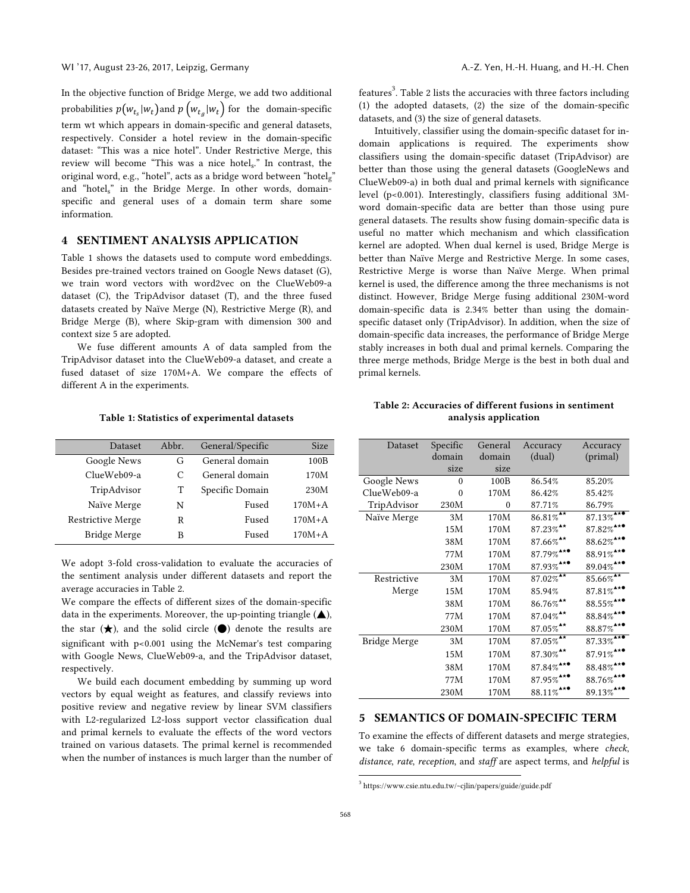In the objective function of Bridge Merge, we add two additional probabilities $p(w_{t_s}|w_t)$ and $p(w_{t_g}|w_t)$ for the domain-specific term wt which appears in domain-specific and general datasets, respectively. Consider a hotel review in the domain-specific dataset: "This was a nice hotel". Under Restrictive Merge, this review will become "This was a nice hotel$_s$." In contrast, the original word, e.g., "hotel", acts as a bridge word between "hotel$_g$" and "hotel$_s$" in the Bridge Merge. In other words, domain-specific and general uses of a domain term share some information.

## 4 SENTIMENT ANALYSIS APPLICATION

Table 1 shows the datasets used to compute word embeddings. Besides pre-trained vectors trained on Google News dataset (G), we train word vectors with word2vec on the ClueWeb09-a dataset (C), the TripAdvisor dataset (T), and the three fused datasets created by Naïve Merge (N), Restrictive Merge (R), and Bridge Merge (B), where Skip-gram with dimension 300 and context size 5 are adopted.

We fuse different amounts A of data sampled from the TripAdvisor dataset into the ClueWeb09-a dataset, and create a fused dataset of size 170M+A. We compare the effects of different A in the experiments.

**Table 1: Statistics of experimental datasets**

| Dataset | Abbr. | General/Specific | Size |
|---|---|---|---|
| Google News | G | General domain | 100B |
| ClueWeb09-a | C | General domain | 170M |
| TripAdvisor | T | Specific Domain | 230M |
| Naïve Merge | N | Fused | 170M+A |
| Restrictive Merge | R | Fused | 170M+A |
| Bridge Merge | B | Fused | 170M+A |

We adopt 3-fold cross-validation to evaluate the accuracies of the sentiment analysis under different datasets and report the average accuracies in Table 2.

We compare the effects of different sizes of the domain-specific data in the experiments. Moreover, the up-pointing triangle (▲), the star (★), and the solid circle (●) denote the results are significant with p<0.001 using the McNemar's test comparing with Google News, ClueWeb09-a, and the TripAdvisor dataset, respectively.

We build each document embedding by summing up word vectors by equal weight as features, and classify reviews into positive review and negative review by linear SVM classifiers with L2-regularized L2-loss support vector classification dual and primal kernels to evaluate the effects of the word vectors trained on various datasets. The primal kernel is recommended when the number of instances is much larger than the number of features[3]. Table 2 lists the accuracies with three factors including (1) the adopted datasets, (2) the size of the domain-specific datasets, and (3) the size of general datasets.

Intuitively, classifier using the domain-specific dataset for in-domain applications is required. The experiments show classifiers using the domain-specific dataset (TripAdvisor) are better than those using the general datasets (GoogleNews and ClueWeb09-a) in both dual and primal kernels with significance level (p<0.001). Interestingly, classifiers fusing additional 3M-word domain-specific data are better than those using pure general datasets. The results show fusing domain-specific data is useful no matter which mechanism and which classification kernel are adopted. When dual kernel is used, Bridge Merge is better than Naïve Merge and Restrictive Merge. In some cases, Restrictive Merge is worse than Naïve Merge. When primal kernel is used, the difference among the three mechanisms is not distinct. However, Bridge Merge fusing additional 230M-word domain-specific data is 2.34% better than using the domain-specific dataset only (TripAdvisor). In addition, when the size of domain-specific data increases, the performance of Bridge Merge stably increases in both dual and primal kernels. Comparing the three merge methods, Bridge Merge is the best in both dual and primal kernels.

**Table 2: Accuracies of different fusions in sentiment analysis application**

| Dataset | Specific domain size | General domain size | Accuracy (dual) | Accuracy (primal) |
|---|---|---|---|---|
| Google News | 0 | 100B | 86.54% | 85.20% |
| ClueWeb09-a | 0 | 170M | 86.42% | 85.42% |
| TripAdvisor | 230M | 0 | 87.71% | 86.79% |
| Naïve Merge | 3M | 170M | 86.81%▲★ | 87.13%▲★● |
| | 15M | 170M | 87.23%▲★ | 87.82%▲★● |
| | 38M | 170M | 87.66%▲★ | 88.62%▲★● |
| | 77M | 170M | 87.79%▲★● | 88.91%▲★● |
| | 230M | 170M | 87.93%▲★● | 89.04%▲★● |
| Restrictive Merge | 3M | 170M | 87.02%▲★ | 85.66%▲★ |
| | 15M | 170M | 85.94% | 87.81%▲★● |
| | 38M | 170M | 86.76%▲★ | 88.55%▲★● |
| | 77M | 170M | 87.04%▲★ | 88.84%▲★● |
| | 230M | 170M | 87.05%▲★ | 88.87%▲★● |
| Bridge Merge | 3M | 170M | 87.05%▲★ | 87.33%▲★● |
| | 15M | 170M | 87.30%▲★ | 87.91%▲★● |
| | 38M | 170M | 87.84%▲★● | 88.48%▲★● |
| | 77M | 170M | 87.95%▲★● | 88.76%▲★● |
| | 230M | 170M | 88.11%▲★● | 89.13%▲★● |

## 5 SEMANTICS OF DOMAIN-SPECIFIC TERM

To examine the effects of different datasets and merge strategies, we take 6 domain-specific terms as examples, where *check*, *distance*, *rate*, *reception*, and *staff* are aspect terms, and *helpful* is

[3] https://www.csie.ntu.edu.tw/~cjlin/papers/guide/guide.pdf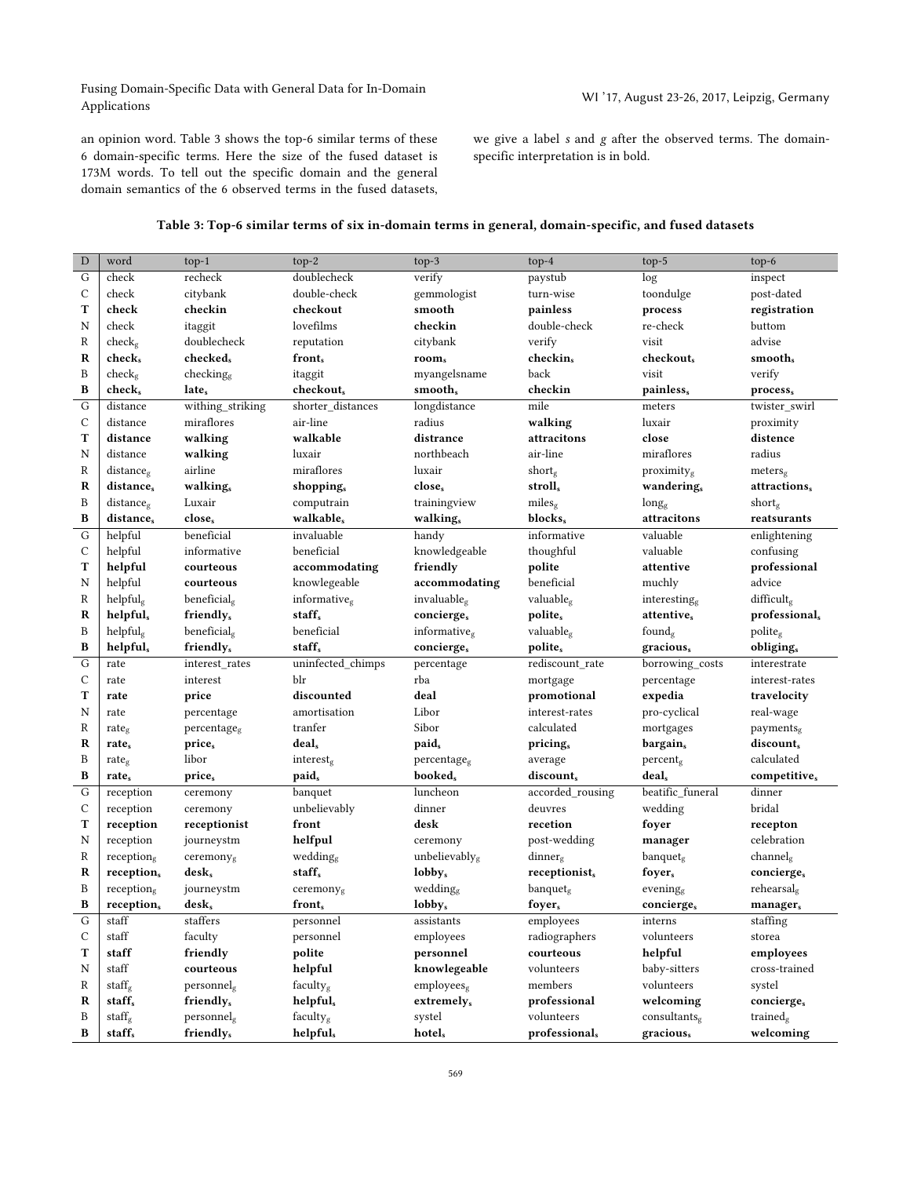an opinion word. Table 3 shows the top-6 similar terms of these 6 domain-specific terms. Here the size of the fused dataset is 173M words. To tell out the specific domain and the general domain semantics of the 6 observed terms in the fused datasets, we give a label *s* and *g* after the observed terms. The domain-specific interpretation is in bold.

**Table 3: Top-6 similar terms of six in-domain terms in general, domain-specific, and fused datasets**

| D | word | top-1 | top-2 | top-3 | top-4 | top-5 | top-6 |
|---|---|---|---|---|---|---|---|
| G | check | recheck | doublecheck | verify | paystub | log | inspect |
| C | check | citybank | double-check | gemmologist | turn-wise | toondulge | post-dated |
| **T** | **check** | **checkin** | **checkout** | **smooth** | **painless** | **process** | **registration** |
| N | check | itaggit | lovefilms | **checkin** | double-check | re-check | buttom |
| R | $\text{check}_g$ | doublecheck | reputation | citybank | verify | visit | advise |
| **R** | $\textbf{check}_s$ | $\textbf{checked}_s$ | $\textbf{front}_s$ | $\textbf{room}_s$ | $\textbf{checkin}_s$ | $\textbf{checkout}_s$ | $\textbf{smooth}_s$ |
| B | $\text{check}_g$ | $\text{checking}_g$ | itaggit | myangelsname | back | visit | verify |
| **B** | $\textbf{check}_s$ | $\textbf{late}_s$ | $\textbf{checkout}_s$ | $\textbf{smooth}_s$ | **checkin** | $\textbf{painless}_s$ | $\textbf{process}_s$ |
| G | distance | withing_striking | shorter_distances | longdistance | mile | meters | twister_swirl |
| C | distance | miraflores | air-line | radius | **walking** | luxair | proximity |
| **T** | **distance** | **walking** | **walkable** | **distrance** | **attracitons** | **close** | **distence** |
| N | distance | **walking** | luxair | northbeach | air-line | miraflores | radius |
| R | $\text{distance}_g$ | airline | miraflores | luxair | $\text{short}_g$ | $\text{proximity}_g$ | $\text{meters}_g$ |
| **R** | $\textbf{distance}_s$ | $\textbf{walking}_s$ | $\textbf{shopping}_s$ | $\textbf{close}_s$ | $\textbf{stroll}_s$ | $\textbf{wandering}_s$ | $\textbf{attractions}_s$ |
| B | $\text{distance}_g$ | Luxair | computrain | trainingview | $\text{miles}_g$ | $\text{long}_g$ | $\text{short}_g$ |
| **B** | $\textbf{distance}_s$ | $\textbf{close}_s$ | $\textbf{walkable}_s$ | $\textbf{walking}_s$ | $\textbf{blocks}_s$ | **attracitons** | **reatsurants** |
| G | helpful | beneficial | invaluable | handy | informative | valuable | enlightening |
| C | helpful | informative | beneficial | knowledgeable | thoughful | valuable | confusing |
| **T** | **helpful** | **courteous** | **accommodating** | **friendly** | **polite** | **attentive** | **professional** |
| N | helpful | **courteous** | knowlegeable | **accommodating** | beneficial | muchly | advice |
| R | $\text{helpful}_g$ | $\text{beneficial}_g$ | $\text{informative}_g$ | $\text{invaluable}_g$ | $\text{valuable}_g$ | $\text{interesting}_g$ | $\text{difficult}_g$ |
| **R** | $\textbf{helpful}_s$ | $\textbf{friendly}_s$ | $\textbf{staff}_s$ | $\textbf{concierge}_s$ | $\textbf{polite}_s$ | $\textbf{attentive}_s$ | $\textbf{professional}_s$ |
| B | $\text{helpful}_g$ | $\text{beneficial}_g$ | beneficial | $\text{informative}_g$ | $\text{valuable}_g$ | $\text{found}_g$ | $\text{polite}_g$ |
| **B** | $\textbf{helpful}_s$ | $\textbf{friendly}_s$ | $\textbf{staff}_s$ | $\textbf{concierge}_s$ | $\textbf{polite}_s$ | $\textbf{gracious}_s$ | $\textbf{obliging}_s$ |
| G | rate | interest_rates | uninfected_chimps | percentage | rediscount_rate | borrowing_costs | interestrate |
| C | rate | interest | blr | rba | mortgage | percentage | interest-rates |
| **T** | **rate** | **price** | **discounted** | **deal** | **promotional** | **expedia** | **travelocity** |
| N | rate | percentage | amortisation | Libor | interest-rates | pro-cyclical | real-wage |
| R | $\text{rate}_g$ | $\text{percentage}_g$ | tranfer | Sibor | calculated | mortgages | $\text{payments}_g$ |
| **R** | $\textbf{rate}_s$ | $\textbf{price}_s$ | $\textbf{deal}_s$ | $\textbf{paid}_s$ | $\textbf{pricing}_s$ | $\textbf{bargain}_s$ | $\textbf{discount}_s$ |
| B | $\text{rate}_g$ | libor | $\text{interest}_g$ | $\text{percentage}_g$ | average | $\text{percent}_g$ | calculated |
| **B** | $\textbf{rate}_s$ | $\textbf{price}_s$ | $\textbf{paid}_s$ | $\textbf{booked}_s$ | $\textbf{discount}_s$ | $\textbf{deal}_s$ | $\textbf{competitive}_s$ |
| G | reception | ceremony | banquet | luncheon | accorded_rousing | beatific_funeral | dinner |
| C | reception | ceremony | unbelievably | dinner | deuvres | wedding | bridal |
| **T** | **reception** | **receptionist** | **front** | **desk** | **recetion** | **foyer** | **recepton** |
| N | reception | journeystm | **helfpul** | ceremony | post-wedding | **manager** | celebration |
| R | $\text{reception}_g$ | $\text{ceremony}_g$ | $\text{wedding}_g$ | $\text{unbelievably}_g$ | $\text{dinner}_g$ | $\text{banquet}_g$ | $\text{channel}_g$ |
| **R** | $\textbf{reception}_s$ | $\textbf{desk}_s$ | $\textbf{staff}_s$ | $\textbf{lobby}_s$ | $\textbf{receptionist}_s$ | $\textbf{foyer}_s$ | $\textbf{concierge}_s$ |
| B | $\text{reception}_g$ | journeystm | $\text{ceremony}_g$ | $\text{wedding}_g$ | $\text{banquet}_g$ | $\text{evening}_g$ | $\text{rehearsal}_g$ |
| **B** | $\textbf{reception}_s$ | $\textbf{desk}_s$ | $\textbf{front}_s$ | $\textbf{lobby}_s$ | $\textbf{foyer}_s$ | $\textbf{concierge}_s$ | $\textbf{manager}_s$ |
| G | staff | staffers | personnel | assistants | employees | interns | staffing |
| C | staff | faculty | personnel | employees | radiographers | volunteers | storea |
| **T** | **staff** | **friendly** | **polite** | **personnel** | **courteous** | **helpful** | **employees** |
| N | staff | **courteous** | **helpful** | **knowlegeable** | volunteers | baby-sitters | cross-trained |
| R | $\text{staff}_g$ | $\text{personnel}_g$ | $\text{faculty}_g$ | $\text{employees}_g$ | members | volunteers | systel |
| **R** | $\textbf{staff}_s$ | $\textbf{friendly}_s$ | $\textbf{helpful}_s$ | $\textbf{extremely}_s$ | **professional** | **welcoming** | $\textbf{concierge}_s$ |
| B | $\text{staff}_g$ | $\text{personnel}_g$ | $\text{faculty}_g$ | systel | volunteers | $\text{consultants}_g$ | $\text{trained}_g$ |
| **B** | $\textbf{staff}_s$ | $\textbf{friendly}_s$ | $\textbf{helpful}_s$ | $\textbf{hotel}_s$ | $\textbf{professional}_s$ | $\textbf{gracious}_s$ | **welcoming** |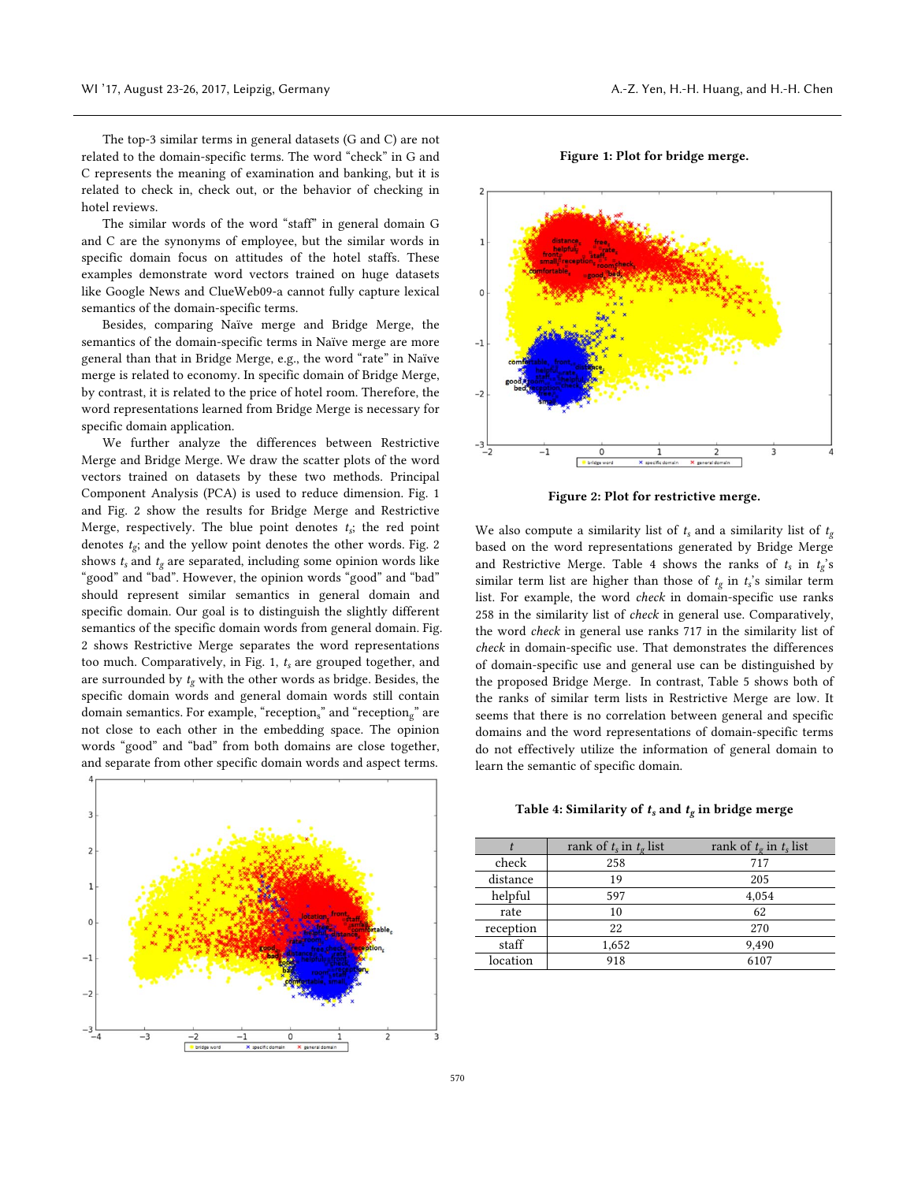The top-3 similar terms in general datasets (G and C) are not related to the domain-specific terms. The word "check" in G and C represents the meaning of examination and banking, but it is related to check in, check out, or the behavior of checking in hotel reviews.

The similar words of the word "staff" in general domain G and C are the synonyms of employee, but the similar words in specific domain focus on attitudes of the hotel staffs. These examples demonstrate word vectors trained on huge datasets like Google News and ClueWeb09-a cannot fully capture lexical semantics of the domain-specific terms.

Besides, comparing Naïve merge and Bridge Merge, the semantics of the domain-specific terms in Naïve merge are more general than that in Bridge Merge, e.g., the word "rate" in Naïve merge is related to economy. In specific domain of Bridge Merge, by contrast, it is related to the price of hotel room. Therefore, the word representations learned from Bridge Merge is necessary for specific domain application.

We further analyze the differences between Restrictive Merge and Bridge Merge. We draw the scatter plots of the word vectors trained on datasets by these two methods. Principal Component Analysis (PCA) is used to reduce dimension. Fig. 1 and Fig. 2 show the results for Bridge Merge and Restrictive Merge, respectively. The blue point denotes $t_s$; the red point denotes $t_g$; and the yellow point denotes the other words. Fig. 2 shows $t_s$ and $t_g$ are separated, including some opinion words like "good" and "bad". However, the opinion words "good" and "bad" should represent similar semantics in general domain and specific domain. Our goal is to distinguish the slightly different semantics of the specific domain words from general domain. Fig. 2 shows Restrictive Merge separates the word representations too much. Comparatively, in Fig. 1, $t_s$ are grouped together, and are surrounded by $t_g$ with the other words as bridge. Besides, the specific domain words and general domain words still contain domain semantics. For example, "reception$_s$" and "reception$_g$" are not close to each other in the embedding space. The opinion words "good" and "bad" from both domains are close together, and separate from other specific domain words and aspect terms.

Figure 1: Plot for bridge merge.

Figure 2: Plot for restrictive merge.

We also compute a similarity list of $t_s$ and a similarity list of $t_g$ based on the word representations generated by Bridge Merge and Restrictive Merge. Table 4 shows the ranks of $t_s$ in $t_g$'s similar term list are higher than those of $t_g$ in $t_s$'s similar term list. For example, the word *check* in domain-specific use ranks 258 in the similarity list of *check* in general use. Comparatively, the word *check* in general use ranks 717 in the similarity list of *check* in domain-specific use. That demonstrates the differences of domain-specific use and general use can be distinguished by the proposed Bridge Merge. In contrast, Table 5 shows both of the ranks of similar term lists in Restrictive Merge are low. It seems that there is no correlation between general and specific domains and the word representations of domain-specific terms do not effectively utilize the information of general domain to learn the semantic of specific domain.

**Table 4: Similarity of $t_s$ and $t_g$ in bridge merge**

| $t$ | rank of $t_s$ in $t_g$ list | rank of $t_g$ in $t_s$ list |
|---|---|---|
| check | 258 | 717 |
| distance | 19 | 205 |
| helpful | 597 | 4,054 |
| rate | 10 | 62 |
| reception | 22 | 270 |
| staff | 1,652 | 9,490 |
| location | 918 | 6107 |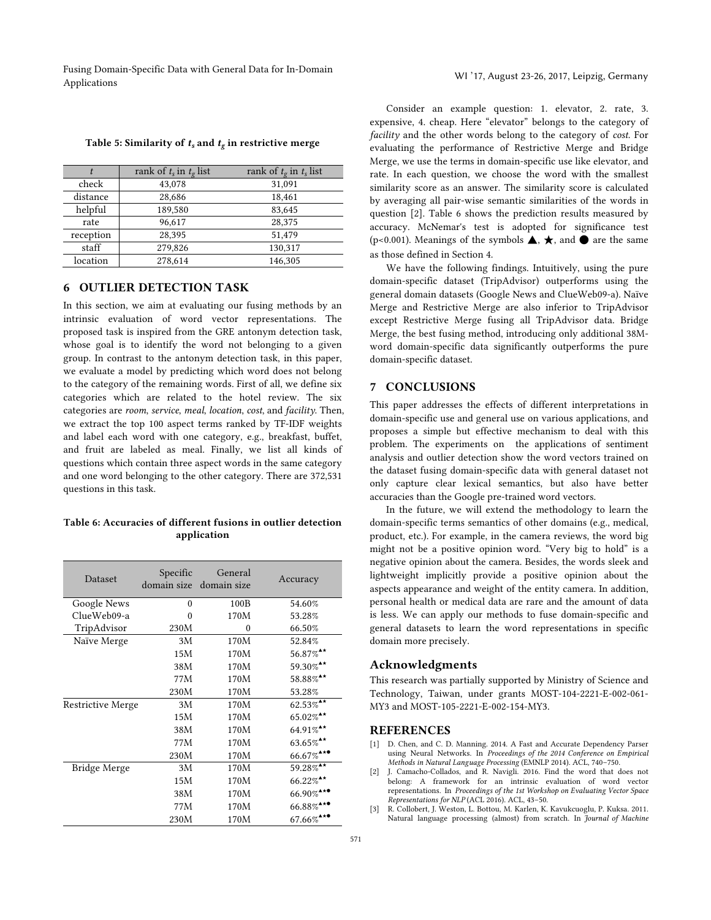Table 5: Similarity of $t_s$ and $t_g$ in restrictive merge

| $t$ | rank of $t_s$ in $t_g$ list | rank of $t_g$ in $t_s$ list |
|---|---|---|
| check | 43,078 | 31,091 |
| distance | 28,686 | 18,461 |
| helpful | 189,580 | 83,645 |
| rate | 96,617 | 28,375 |
| reception | 28,395 | 51,479 |
| staff | 279,826 | 130,317 |
| location | 278,614 | 146,305 |

## 6 OUTLIER DETECTION TASK

In this section, we aim at evaluating our fusing methods by an intrinsic evaluation of word vector representations. The proposed task is inspired from the GRE antonym detection task, whose goal is to identify the word not belonging to a given group. In contrast to the antonym detection task, in this paper, we evaluate a model by predicting which word does not belong to the category of the remaining words. First of all, we define six categories which are related to the hotel review. The six categories are *room*, *service*, *meal*, *location*, *cost*, and *facility*. Then, we extract the top 100 aspect terms ranked by TF-IDF weights and label each word with one category, e.g., breakfast, buffet, and fruit are labeled as meal. Finally, we list all kinds of questions which contain three aspect words in the same category and one word belonging to the other category. There are 372,531 questions in this task.

**Table 6: Accuracies of different fusions in outlier detection application**

| Dataset | Specific domain size | General domain size | Accuracy |
|---|---|---|---|
| Google News | 0 | 100B | 54.60% |
| ClueWeb09-a | 0 | 170M | 53.28% |
| TripAdvisor | 230M | 0 | 66.50% |
| Naïve Merge | 3M | 170M | 52.84% |
| | 15M | 170M | 56.87%▲★ |
| | 38M | 170M | 59.30%▲★ |
| | 77M | 170M | 58.88%▲★ |
| | 230M | 170M | 53.28% |
| Restrictive Merge | 3M | 170M | 62.53%▲★ |
| | 15M | 170M | 65.02%▲★ |
| | 38M | 170M | 64.91%▲★ |
| | 77M | 170M | 63.65%▲★ |
| | 230M | 170M | 66.67%▲★● |
| Bridge Merge | 3M | 170M | 59.28%▲★ |
| | 15M | 170M | 66.22%▲★ |
| | 38M | 170M | 66.90%▲★● |
| | 77M | 170M | 66.88%▲★● |
| | 230M | 170M | 67.66%▲★● |

Consider an example question: 1. elevator, 2. rate, 3. expensive, 4. cheap. Here "elevator" belongs to the category of *facility* and the other words belong to the category of *cost*. For evaluating the performance of Restrictive Merge and Bridge Merge, we use the terms in domain-specific use like elevator, and rate. In each question, we choose the word with the smallest similarity score as an answer. The similarity score is calculated by averaging all pair-wise semantic similarities of the words in question [2]. Table 6 shows the prediction results measured by accuracy. McNemar's test is adopted for significance test ($p<0.001$). Meanings of the symbols ▲, ★, and ● are the same as those defined in Section 4.

We have the following findings. Intuitively, using the pure domain-specific dataset (TripAdvisor) outperforms using the general domain datasets (Google News and ClueWeb09-a). Naïve Merge and Restrictive Merge are also inferior to TripAdvisor except Restrictive Merge fusing all TripAdvisor data. Bridge Merge, the best fusing method, introducing only additional 38M-word domain-specific data significantly outperforms the pure domain-specific dataset.

## 7 CONCLUSIONS

This paper addresses the effects of different interpretations in domain-specific use and general use on various applications, and proposes a simple but effective mechanism to deal with this problem. The experiments on the applications of sentiment analysis and outlier detection show the word vectors trained on the dataset fusing domain-specific data with general dataset not only capture clear lexical semantics, but also have better accuracies than the Google pre-trained word vectors.

In the future, we will extend the methodology to learn the domain-specific terms semantics of other domains (e.g., medical, product, etc.). For example, in the camera reviews, the word big might not be a positive opinion word. "Very big to hold" is a negative opinion about the camera. Besides, the words sleek and lightweight implicitly provide a positive opinion about the aspects appearance and weight of the entity camera. In addition, personal health or medical data are rare and the amount of data is less. We can apply our methods to fuse domain-specific and general datasets to learn the word representations in specific domain more precisely.

## Acknowledgments

This research was partially supported by Ministry of Science and Technology, Taiwan, under grants MOST-104-2221-E-002-061-MY3 and MOST-105-2221-E-002-154-MY3.

## REFERENCES

[1] D. Chen, and C. D. Manning. 2014. A Fast and Accurate Dependency Parser using Neural Networks. In *Proceedings of the 2014 Conference on Empirical Methods in Natural Language Processing* (EMNLP 2014). ACL, 740–750.

[2] J. Camacho-Collados, and R. Navigli. 2016. Find the word that does not belong: A framework for an intrinsic evaluation of word vector representations. In *Proceedings of the 1st Workshop on Evaluating Vector Space Representations for NLP* (ACL 2016). ACL, 43–50.

[3] R. Collobert, J. Weston, L. Bottou, M. Karlen, K. Kavukcuoglu, P. Kuksa. 2011. Natural language processing (almost) from scratch. In *Journal of Machine*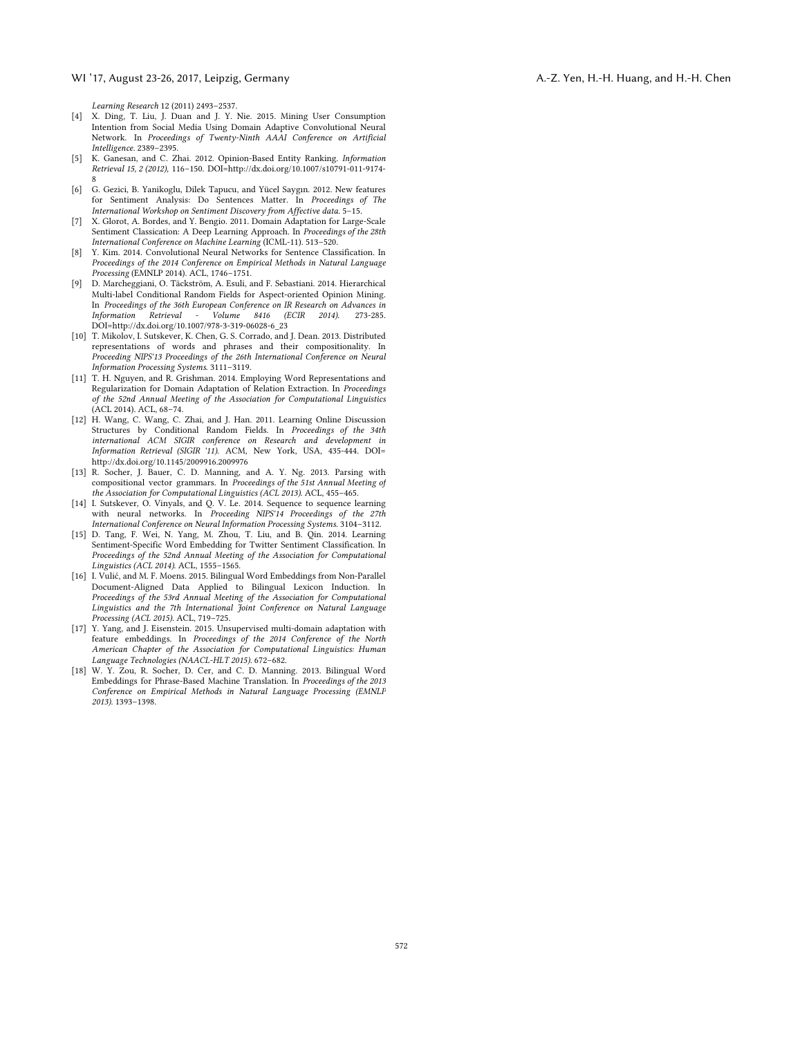*Learning Research* 12 (2011) 2493–2537.

[4] X. Ding, T. Liu, J. Duan and J. Y. Nie. 2015. Mining User Consumption Intention from Social Media Using Domain Adaptive Convolutional Neural Network. In *Proceedings of Twenty-Ninth AAAI Conference on Artificial Intelligence*. 2389–2395.

[5] K. Ganesan, and C. Zhai. 2012. Opinion-Based Entity Ranking. *Information Retrieval 15, 2 (2012),* 116–150. DOI=http://dx.doi.org/10.1007/s10791-011-9174-8

[6] G. Gezici, B. Yanikoglu, Dilek Tapucu, and Yücel Saygın. 2012. New features for Sentiment Analysis: Do Sentences Matter. In *Proceedings of The International Workshop on Sentiment Discovery from Affective data*. 5–15.

[7] X. Glorot, A. Bordes, and Y. Bengio. 2011. Domain Adaptation for Large-Scale Sentiment Classication: A Deep Learning Approach. In *Proceedings of the 28th International Conference on Machine Learning* (ICML-11). 513–520.

[8] Y. Kim. 2014. Convolutional Neural Networks for Sentence Classification. In *Proceedings of the 2014 Conference on Empirical Methods in Natural Language Processing* (EMNLP 2014). ACL, 1746–1751.

[9] D. Marcheggiani, O. Täckström, A. Esuli, and F. Sebastiani. 2014. Hierarchical Multi-label Conditional Random Fields for Aspect-oriented Opinion Mining. In *Proceedings of the 36th European Conference on IR Research on Advances in Information Retrieval - Volume 8416 (ECIR 2014).* 273-285. DOI=http://dx.doi.org/10.1007/978-3-319-06028-6_23

[10] T. Mikolov, I. Sutskever, K. Chen, G. S. Corrado, and J. Dean. 2013. Distributed representations of words and phrases and their compositionality. In *Proceeding NIPS'13 Proceedings of the 26th International Conference on Neural Information Processing Systems*. 3111–3119.

[11] T. H. Nguyen, and R. Grishman. 2014. Employing Word Representations and Regularization for Domain Adaptation of Relation Extraction. In *Proceedings of the 52nd Annual Meeting of the Association for Computational Linguistics* (ACL 2014). ACL, 68–74.

[12] H. Wang, C. Wang, C. Zhai, and J. Han. 2011. Learning Online Discussion Structures by Conditional Random Fields. In *Proceedings of the 34th international ACM SIGIR conference on Research and development in Information Retrieval (SIGIR '11).* ACM, New York, USA, 435-444. DOI= http://dx.doi.org/10.1145/2009916.2009976

[13] R. Socher, J. Bauer, C. D. Manning, and A. Y. Ng. 2013. Parsing with compositional vector grammars. In *Proceedings of the 51st Annual Meeting of the Association for Computational Linguistics (ACL 2013).* ACL, 455–465.

[14] I. Sutskever, O. Vinyals, and Q. V. Le. 2014. Sequence to sequence learning with neural networks. In *Proceeding NIPS'14 Proceedings of the 27th International Conference on Neural Information Processing Systems*. 3104–3112.

[15] D. Tang, F. Wei, N. Yang, M. Zhou, T. Liu, and B. Qin. 2014. Learning Sentiment-Specific Word Embedding for Twitter Sentiment Classification. In *Proceedings of the 52nd Annual Meeting of the Association for Computational Linguistics (ACL 2014).* ACL, 1555–1565.

[16] I. Vulić, and M. F. Moens. 2015. Bilingual Word Embeddings from Non-Parallel Document-Aligned Data Applied to Bilingual Lexicon Induction. In *Proceedings of the 53rd Annual Meeting of the Association for Computational Linguistics and the 7th International Joint Conference on Natural Language Processing (ACL 2015).* ACL, 719–725.

[17] Y. Yang, and J. Eisenstein. 2015. Unsupervised multi-domain adaptation with feature embeddings. In *Proceedings of the 2014 Conference of the North American Chapter of the Association for Computational Linguistics: Human Language Technologies (NAACL-HLT 2015).* 672–682.

[18] W. Y. Zou, R. Socher, D. Cer, and C. D. Manning. 2013. Bilingual Word Embeddings for Phrase-Based Machine Translation. In *Proceedings of the 2013 Conference on Empirical Methods in Natural Language Processing (EMNLP 2013).* 1393–1398.